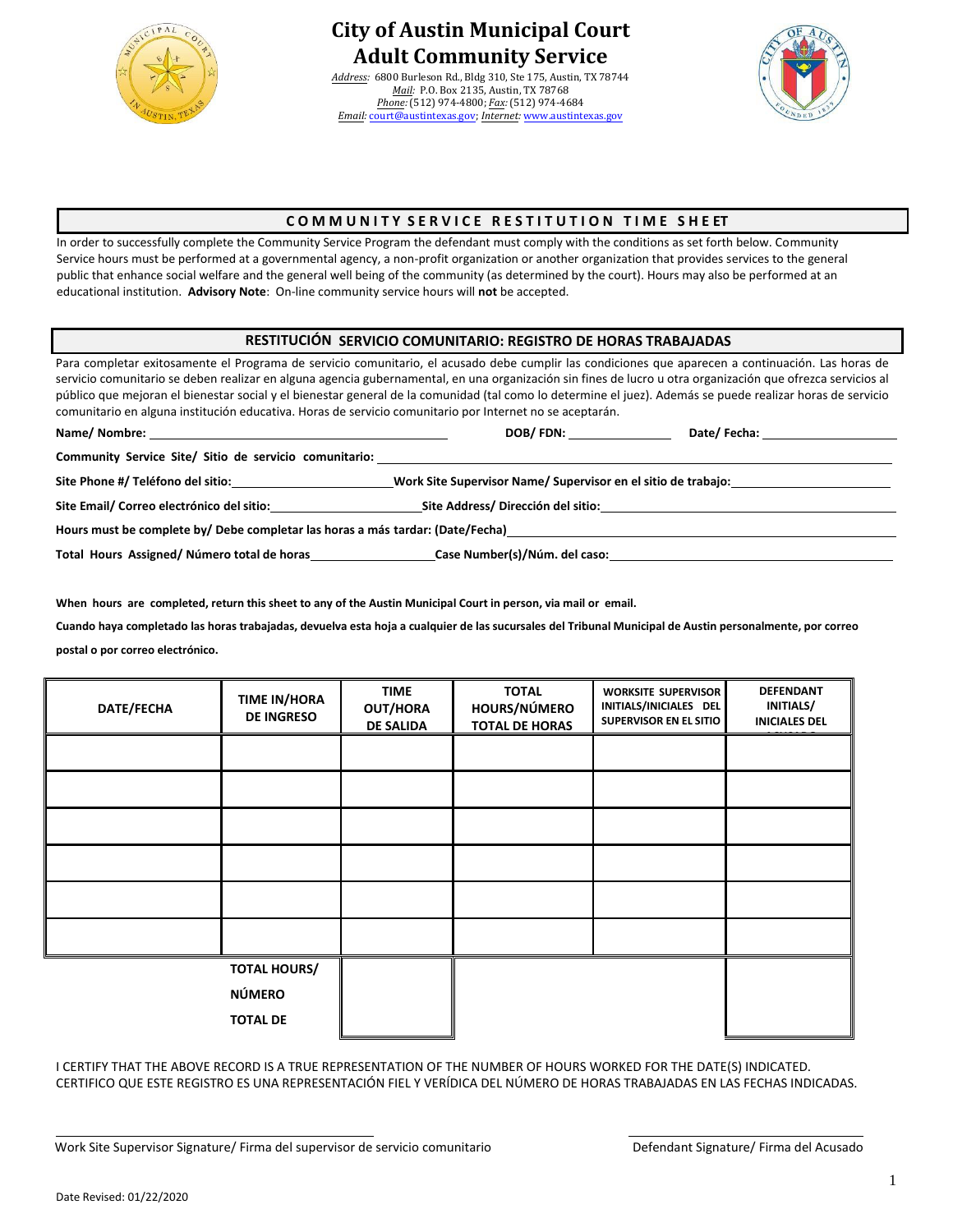# City of Austin Municipal Court
## Adult Community Service

*Address:* 6800 Burleson Rd., Bldg 310, Ste 175, Austin, TX 78744
*Mail:* P.O. Box 2135, Austin, TX 78768
*Phone:* (512) 974-4800; *Fax:* (512) 974-4684
*Email:* court@austintexas.gov; *Internet:* www.austintexas.gov

### COMMUNITY SERVICE RESTITUTION TIME SHEET

In order to successfully complete the Community Service Program the defendant must comply with the conditions as set forth below. Community Service hours must be performed at a governmental agency, a non-profit organization or another organization that provides services to the general public that enhance social welfare and the general well being of the community (as determined by the court). Hours may also be performed at an educational institution. **Advisory Note**: On-line community service hours will **not** be accepted.

### RESTITUCIÓN SERVICIO COMUNITARIO: REGISTRO DE HORAS TRABAJADAS

Para completar exitosamente el Programa de servicio comunitario, el acusado debe cumplir las condiciones que aparecen a continuación. Las horas de servicio comunitario se deben realizar en alguna agencia gubernamental, en una organización sin fines de lucro u otra organización que ofrezca servicios al público que mejoran el bienestar social y el bienestar general de la comunidad (tal como lo determine el juez). Además se puede realizar horas de servicio comunitario en alguna institución educativa. Horas de servicio comunitario por Internet no se aceptarán.

**Name/ Nombre:** ______________________ **DOB/ FDN:** ____________ **Date/ Fecha:** ____________

**Community Service Site/ Sitio de servicio comunitario:** ______________________

**Site Phone #/ Teléfono del sitio:** ____________ **Work Site Supervisor Name/ Supervisor en el sitio de trabajo:** ____________

**Site Email/ Correo electrónico del sitio:** ____________ **Site Address/ Dirección del sitio:** ____________

**Hours must be complete by/ Debe completar las horas a más tardar: (Date/Fecha)** ______________________

**Total Hours Assigned/ Número total de horas** ____________ **Case Number(s)/Núm. del caso:** ____________

**When hours are completed, return this sheet to any of the Austin Municipal Court in person, via mail or email.**

**Cuando haya completado las horas trabajadas, devuelva esta hoja a cualquier de las sucursales del Tribunal Municipal de Austin personalmente, por correo postal o por correo electrónico.**

| DATE/FECHA | TIME IN/HORA DE INGRESO | TIME OUT/HORA DE SALIDA | TOTAL HOURS/NÚMERO TOTAL DE HORAS | WORKSITE SUPERVISOR INITIALS/INICIALES DEL SUPERVISOR EN EL SITIO | DEFENDANT INITIALS/ INICIALES DEL ACUSADO |
|---|---|---|---|---|---|
| | | | | | |
| | | | | | |
| | | | | | |
| | | | | | |
| | | | | | |
| | | | | | |
| | TOTAL HOURS/ NÚMERO TOTAL DE | | | | |

I CERTIFY THAT THE ABOVE RECORD IS A TRUE REPRESENTATION OF THE NUMBER OF HOURS WORKED FOR THE DATE(S) INDICATED.
CERTIFICO QUE ESTE REGISTRO ES UNA REPRESENTACIÓN FIEL Y VERÍDICA DEL NÚMERO DE HORAS TRABAJADAS EN LAS FECHAS INDICADAS.

______________________
Work Site Supervisor Signature/ Firma del supervisor de servicio comunitario

______________________
Defendant Signature/ Firma del Acusado

Date Revised: 01/22/2020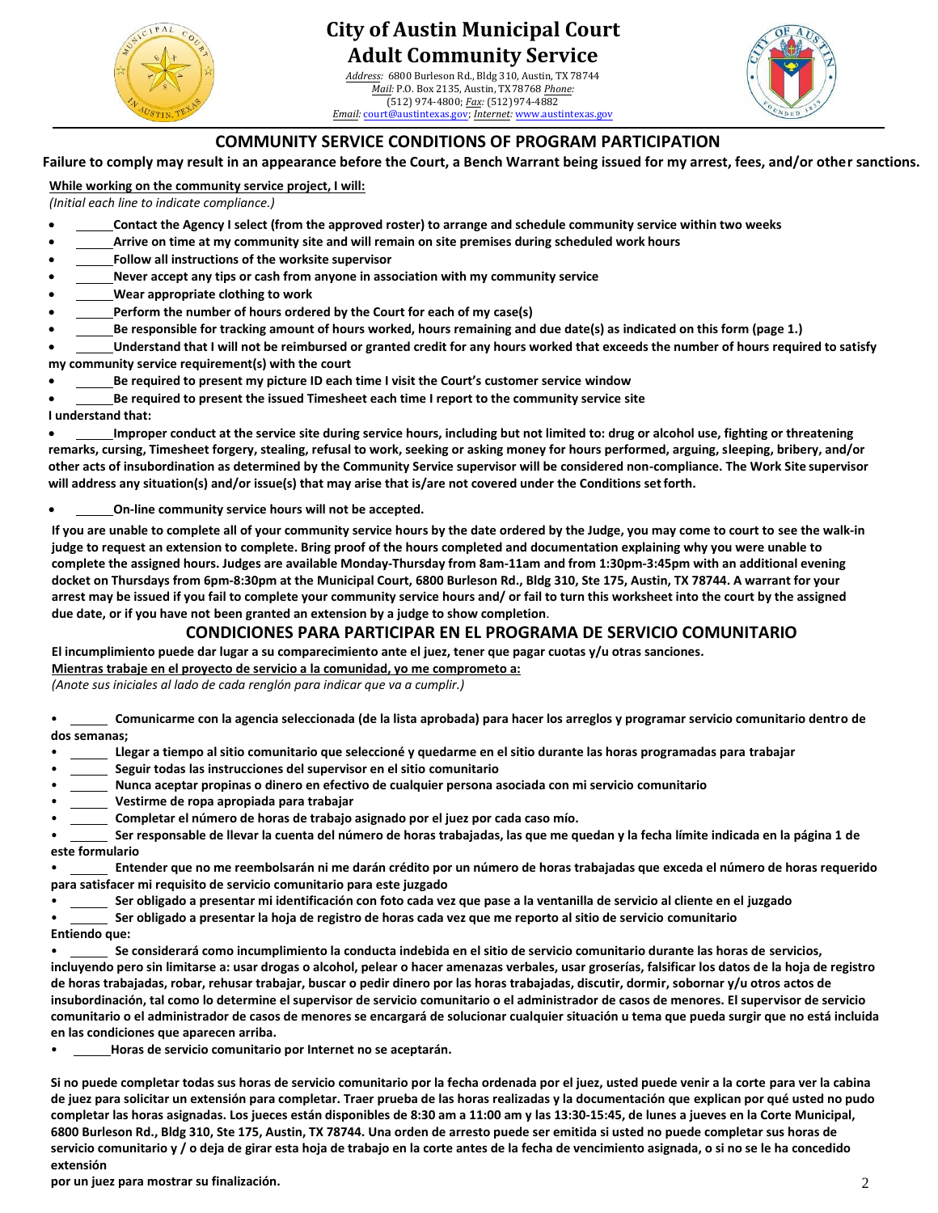# City of Austin Municipal Court
## Adult Community Service

*Address:* 6800 Burleson Rd., Bldg 310, Austin, TX 78744
*Mail:* P.O. Box 2135, Austin, TX 78768 *Phone:* (512) 974-4800; *Fax:* (512) 974-4882
*Email:* court@austintexas.gov; *Internet:* www.austintexas.gov

## COMMUNITY SERVICE CONDITIONS OF PROGRAM PARTICIPATION

**Failure to comply may result in an appearance before the Court, a Bench Warrant being issued for my arrest, fees, and/or other sanctions.**

**While working on the community service project, I will:**

*(Initial each line to indicate compliance.)*

- ______ **Contact the Agency I select (from the approved roster) to arrange and schedule community service within two weeks**
- ______ **Arrive on time at my community site and will remain on site premises during scheduled work hours**
- ______ **Follow all instructions of the worksite supervisor**
- ______ **Never accept any tips or cash from anyone in association with my community service**
- ______ **Wear appropriate clothing to work**
- ______ **Perform the number of hours ordered by the Court for each of my case(s)**
- ______ **Be responsible for tracking amount of hours worked, hours remaining and due date(s) as indicated on this form (page 1.)**
- ______ **Understand that I will not be reimbursed or granted credit for any hours worked that exceeds the number of hours required to satisfy my community service requirement(s) with the court**
- ______ **Be required to present my picture ID each time I visit the Court's customer service window**
- ______ **Be required to present the issued Timesheet each time I report to the community service site**

**I understand that:**

- ______ **Improper conduct at the service site during service hours, including but not limited to: drug or alcohol use, fighting or threatening remarks, cursing, Timesheet forgery, stealing, refusal to work, seeking or asking money for hours performed, arguing, sleeping, bribery, and/or other acts of insubordination as determined by the Community Service supervisor will be considered non-compliance. The Work Site supervisor will address any situation(s) and/or issue(s) that may arise that is/are not covered under the Conditions set forth.**
- ______ **On-line community service hours will not be accepted.**

**If you are unable to complete all of your community service hours by the date ordered by the Judge, you may come to court to see the walk-in judge to request an extension to complete. Bring proof of the hours completed and documentation explaining why you were unable to complete the assigned hours. Judges are available Monday-Thursday from 8am-11am and from 1:30pm-3:45pm with an additional evening docket on Thursdays from 6pm-8:30pm at the Municipal Court, 6800 Burleson Rd., Bldg 310, Ste 175, Austin, TX 78744. A warrant for your arrest may be issued if you fail to complete your community service hours and/ or fail to turn this worksheet into the court by the assigned due date, or if you have not been granted an extension by a judge to show completion**.

## CONDICIONES PARA PARTICIPAR EN EL PROGRAMA DE SERVICIO COMUNITARIO

**El incumplimiento puede dar lugar a su comparecimiento ante el juez, tener que pagar cuotas y/u otras sanciones.**

**Mientras trabaje en el proyecto de servicio a la comunidad, yo me comprometo a:**

*(Anote sus iniciales al lado de cada renglón para indicar que va a cumplir.)*

- ______ **Comunicarme con la agencia seleccionada (de la lista aprobada) para hacer los arreglos y programar servicio comunitario dentro de dos semanas;**
- ______ **Llegar a tiempo al sitio comunitario que seleccioné y quedarme en el sitio durante las horas programadas para trabajar**
- ______ **Seguir todas las instrucciones del supervisor en el sitio comunitario**
- ______ **Nunca aceptar propinas o dinero en efectivo de cualquier persona asociada con mi servicio comunitario**
- ______ **Vestirme de ropa apropiada para trabajar**
- ______ **Completar el número de horas de trabajo asignado por el juez por cada caso mío.**
- ______ **Ser responsable de llevar la cuenta del número de horas trabajadas, las que me quedan y la fecha límite indicada en la página 1 de este formulario**
- ______ **Entender que no me reembolsarán ni me darán crédito por un número de horas trabajadas que exceda el número de horas requerido para satisfacer mi requisito de servicio comunitario para este juzgado**
- ______ **Ser obligado a presentar mi identificación con foto cada vez que pase a la ventanilla de servicio al cliente en el juzgado**
- ______ **Ser obligado a presentar la hoja de registro de horas cada vez que me reporto al sitio de servicio comunitario**

**Entiendo que:**

- ______ **Se considerará como incumplimiento la conducta indebida en el sitio de servicio comunitario durante las horas de servicios, incluyendo pero sin limitarse a: usar drogas o alcohol, pelear o hacer amenazas verbales, usar groserías, falsificar los datos de la hoja de registro de horas trabajadas, robar, rehusar trabajar, buscar o pedir dinero por las horas trabajadas, discutir, dormir, sobornar y/u otros actos de insubordinación, tal como lo determine el supervisor de servicio comunitario o el administrador de casos de menores. El supervisor de servicio comunitario o el administrador de casos de menores se encargará de solucionar cualquier situación u tema que pueda surgir que no está incluida en las condiciones que aparecen arriba.**
- ______ **Horas de servicio comunitario por Internet no se aceptarán.**

**Si no puede completar todas sus horas de servicio comunitario por la fecha ordenada por el juez, usted puede venir a la corte para ver la cabina de juez para solicitar un extensión para completar. Traer prueba de las horas realizadas y la documentación que explican por qué usted no pudo completar las horas asignadas. Los jueces están disponibles de 8:30 am a 11:00 am y las 13:30-15:45, de lunes a jueves en la Corte Municipal, 6800 Burleson Rd., Bldg 310, Ste 175, Austin, TX 78744. Una orden de arresto puede ser emitida si usted no puede completar sus horas de servicio comunitario y / o deja de girar esta hoja de trabajo en la corte antes de la fecha de vencimiento asignada, o si no se le ha concedido extensión por un juez para mostrar su finalización.**